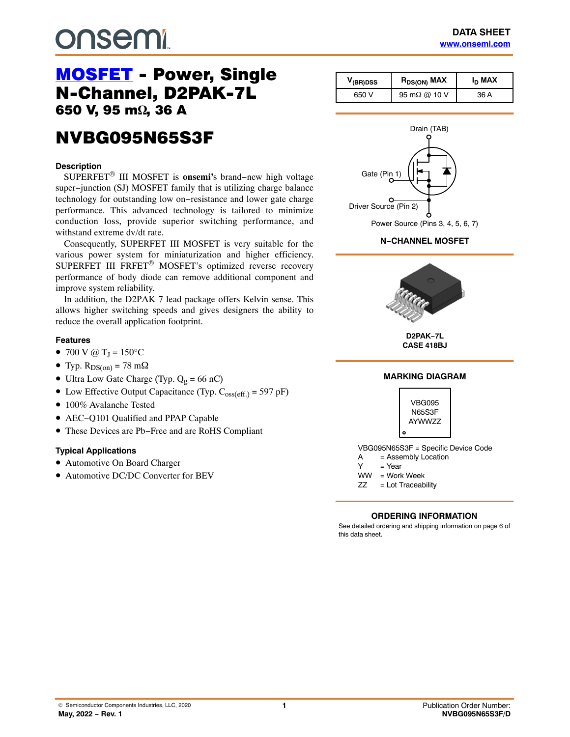onsemi

DATA SHEET
www.onsemi.com

# MOSFET - Power, Single N-Channel, D2PAK-7L

## 650 V, 95 mΩ, 36 A

# NVBG095N65S3F

| $V_{(BR)DSS}$ | $R_{DS(ON)}$ MAX | $I_D$ MAX |
|---|---|---|
| 650 V | 95 mΩ @ 10 V | 36 A |

Drain (TAB)

Gate (Pin 1)

Driver Source (Pin 2)

Power Source (Pins 3, 4, 5, 6, 7)

**N−CHANNEL MOSFET**

**D2PAK−7L**
**CASE 418BJ**

### Description

SUPERFET® III MOSFET is **onsemi's** brand−new high voltage super−junction (SJ) MOSFET family that is utilizing charge balance technology for outstanding low on−resistance and lower gate charge performance. This advanced technology is tailored to minimize conduction loss, provide superior switching performance, and withstand extreme dv/dt rate.

Consequently, SUPERFET III MOSFET is very suitable for the various power system for miniaturization and higher efficiency. SUPERFET III FRFET® MOSFET's optimized reverse recovery performance of body diode can remove additional component and improve system reliability.

In addition, the D2PAK 7 lead package offers Kelvin sense. This allows higher switching speeds and gives designers the ability to reduce the overall application footprint.

### Features

- 700 V @ $T_J$ = 150°C
- Typ. $R_{DS(on)}$ = 78 mΩ
- Ultra Low Gate Charge (Typ. $Q_g$ = 66 nC)
- Low Effective Output Capacitance (Typ. $C_{oss(eff.)}$ = 597 pF)
- 100% Avalanche Tested
- AEC−Q101 Qualified and PPAP Capable
- These Devices are Pb−Free and are RoHS Compliant

### Typical Applications

- Automotive On Board Charger
- Automotive DC/DC Converter for BEV

### MARKING DIAGRAM

```
VBG095
N65S3F
AYWWZZ
```

VBG095N65S3F = Specific Device Code
A = Assembly Location
Y = Year
WW = Work Week
ZZ = Lot Traceability

### ORDERING INFORMATION

See detailed ordering and shipping information on page 6 of this data sheet.

© Semiconductor Components Industries, LLC, 2020
May, 2022 − Rev. 1

Publication Order Number:
NVBG095N65S3F/D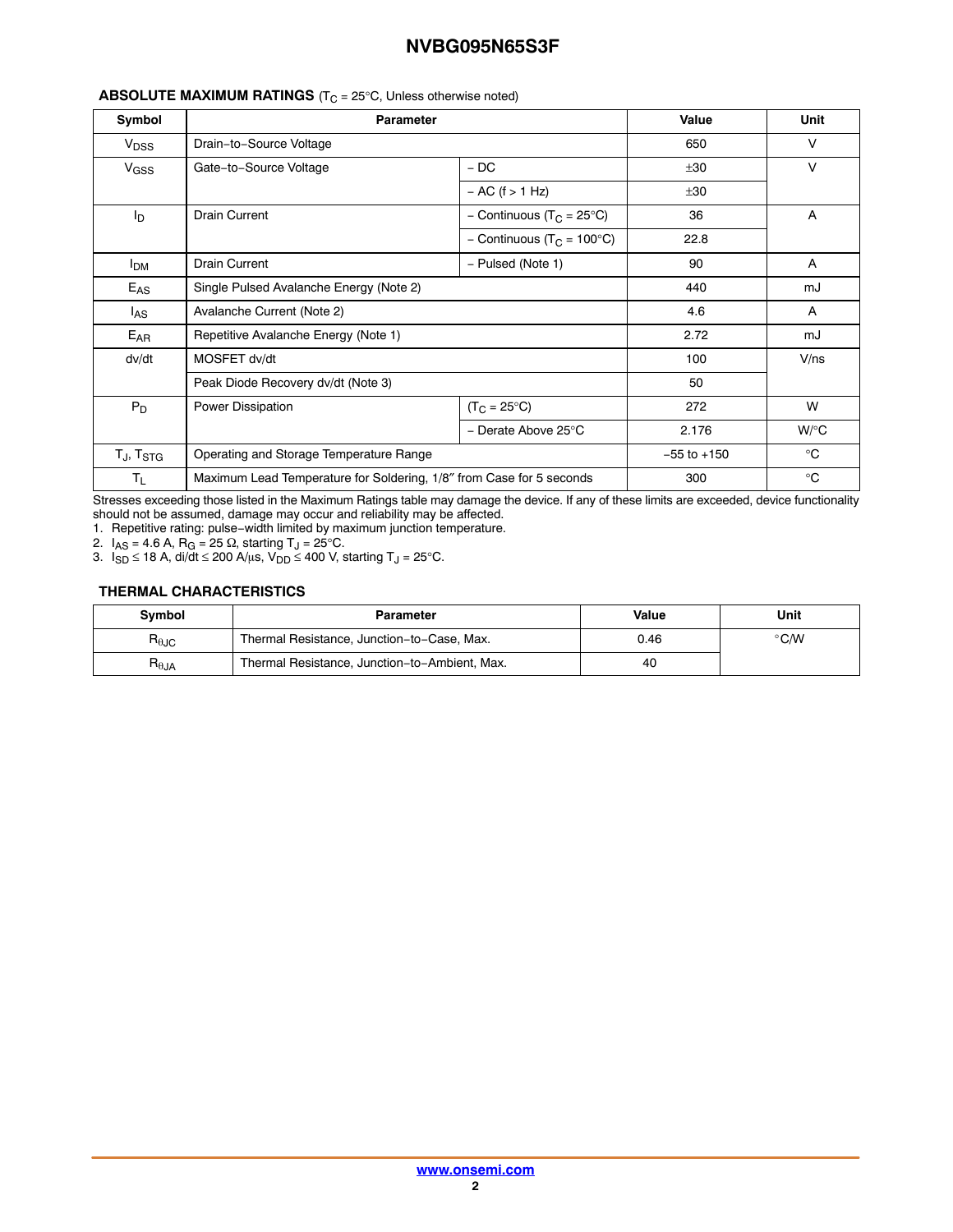**ABSOLUTE MAXIMUM RATINGS** ($T_C$ = 25°C, Unless otherwise noted)

| Symbol | Parameter | | Value | Unit |
|---|---|---|---|---|
| $V_{DSS}$ | Drain−to−Source Voltage | | 650 | V |
| $V_{GSS}$ | Gate−to−Source Voltage | − DC | ±30 | V |
| | | − AC (f > 1 Hz) | ±30 | |
| $I_D$ | Drain Current | − Continuous ($T_C$ = 25°C) | 36 | A |
| | | − Continuous ($T_C$ = 100°C) | 22.8 | |
| $I_{DM}$ | Drain Current | − Pulsed (Note 1) | 90 | A |
| $E_{AS}$ | Single Pulsed Avalanche Energy (Note 2) | | 440 | mJ |
| $I_{AS}$ | Avalanche Current (Note 2) | | 4.6 | A |
| $E_{AR}$ | Repetitive Avalanche Energy (Note 1) | | 2.72 | mJ |
| dv/dt | MOSFET dv/dt | | 100 | V/ns |
| | Peak Diode Recovery dv/dt (Note 3) | | 50 | |
| $P_D$ | Power Dissipation | ($T_C$ = 25°C) | 272 | W |
| | | − Derate Above 25°C | 2.176 | W/°C |
| $T_J$, $T_{STG}$ | Operating and Storage Temperature Range | | −55 to +150 | °C |
| $T_L$ | Maximum Lead Temperature for Soldering, 1/8″ from Case for 5 seconds | | 300 | °C |

Stresses exceeding those listed in the Maximum Ratings table may damage the device. If any of these limits are exceeded, device functionality should not be assumed, damage may occur and reliability may be affected.

1. Repetitive rating: pulse−width limited by maximum junction temperature.
2. $I_{AS}$ = 4.6 A, $R_G$ = 25 Ω, starting $T_J$ = 25°C.
3. $I_{SD}$ ≤ 18 A, di/dt ≤ 200 A/μs, $V_{DD}$ ≤ 400 V, starting $T_J$ = 25°C.

**THERMAL CHARACTERISTICS**

| Symbol | Parameter | Value | Unit |
|---|---|---|---|
| $R_{\theta JC}$ | Thermal Resistance, Junction−to−Case, Max. | 0.46 | °C/W |
| $R_{\theta JA}$ | Thermal Resistance, Junction−to−Ambient, Max. | 40 | |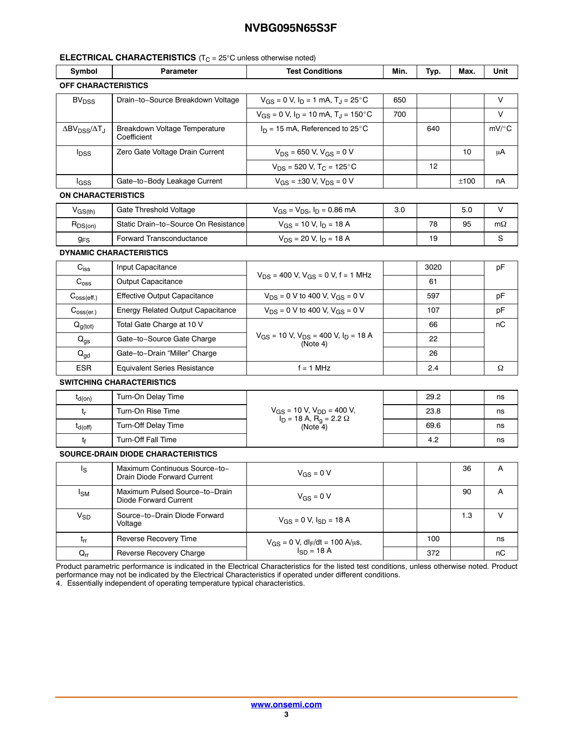## ELECTRICAL CHARACTERISTICS ($T_C$ = 25°C unless otherwise noted)

| Symbol | Parameter | Test Conditions | Min. | Typ. | Max. | Unit |
|---|---|---|---|---|---|---|
| **OFF CHARACTERISTICS** | | | | | | |
| $BV_{DSS}$ | Drain−to−Source Breakdown Voltage | $V_{GS}$ = 0 V, $I_D$ = 1 mA, $T_J$ = 25°C | 650 | | | V |
| | | $V_{GS}$ = 0 V, $I_D$ = 10 mA, $T_J$ = 150°C | 700 | | | V |
| $\Delta BV_{DSS}/\Delta T_J$ | Breakdown Voltage Temperature Coefficient | $I_D$ = 15 mA, Referenced to 25°C | | 640 | | mV/°C |
| $I_{DSS}$ | Zero Gate Voltage Drain Current | $V_{DS}$ = 650 V, $V_{GS}$ = 0 V | | | 10 | μA |
| | | $V_{DS}$ = 520 V, $T_C$ = 125°C | | 12 | | |
| $I_{GSS}$ | Gate−to−Body Leakage Current | $V_{GS}$ = ±30 V, $V_{DS}$ = 0 V | | | ±100 | nA |
| **ON CHARACTERISTICS** | | | | | | |
| $V_{GS(th)}$ | Gate Threshold Voltage | $V_{GS} = V_{DS}$, $I_D$ = 0.86 mA | 3.0 | | 5.0 | V |
| $R_{DS(on)}$ | Static Drain−to−Source On Resistance | $V_{GS}$ = 10 V, $I_D$ = 18 A | | 78 | 95 | mΩ |
| $g_{FS}$ | Forward Transconductance | $V_{DS}$ = 20 V, $I_D$ = 18 A | | 19 | | S |
| **DYNAMIC CHARACTERISTICS** | | | | | | |
| $C_{iss}$ | Input Capacitance | $V_{DS}$ = 400 V, $V_{GS}$ = 0 V, f = 1 MHz | | 3020 | | pF |
| $C_{oss}$ | Output Capacitance | | | 61 | | |
| $C_{oss(eff.)}$ | Effective Output Capacitance | $V_{DS}$ = 0 V to 400 V, $V_{GS}$ = 0 V | | 597 | | pF |
| $C_{oss(er.)}$ | Energy Related Output Capacitance | $V_{DS}$ = 0 V to 400 V, $V_{GS}$ = 0 V | | 107 | | pF |
| $Q_{g(tot)}$ | Total Gate Charge at 10 V | $V_{GS}$ = 10 V, $V_{DS}$ = 400 V, $I_D$ = 18 A (Note 4) | | 66 | | nC |
| $Q_{gs}$ | Gate−to−Source Gate Charge | | | 22 | | |
| $Q_{gd}$ | Gate−to−Drain “Miller” Charge | | | 26 | | |
| ESR | Equivalent Series Resistance | f = 1 MHz | | 2.4 | | Ω |
| **SWITCHING CHARACTERISTICS** | | | | | | |
| $t_{d(on)}$ | Turn-On Delay Time | $V_{GS}$ = 10 V, $V_{DD}$ = 400 V, $I_D$ = 18 A, $R_g$ = 2.2 Ω (Note 4) | | 29.2 | | ns |
| $t_r$ | Turn-On Rise Time | | | 23.8 | | ns |
| $t_{d(off)}$ | Turn-Off Delay Time | | | 69.6 | | ns |
| $t_f$ | Turn-Off Fall Time | | | 4.2 | | ns |
| **SOURCE-DRAIN DIODE CHARACTERISTICS** | | | | | | |
| $I_S$ | Maximum Continuous Source−to−Drain Diode Forward Current | $V_{GS}$ = 0 V | | | 36 | A |
| $I_{SM}$ | Maximum Pulsed Source−to−Drain Diode Forward Current | $V_{GS}$ = 0 V | | | 90 | A |
| $V_{SD}$ | Source−to−Drain Diode Forward Voltage | $V_{GS}$ = 0 V, $I_{SD}$ = 18 A | | | 1.3 | V |
| $t_{rr}$ | Reverse Recovery Time | $V_{GS}$ = 0 V, $dI_F/dt$ = 100 A/μs, $I_{SD}$ = 18 A | | 100 | | ns |
| $Q_{rr}$ | Reverse Recovery Charge | | | 372 | | nC |

Product parametric performance is indicated in the Electrical Characteristics for the listed test conditions, unless otherwise noted. Product performance may not be indicated by the Electrical Characteristics if operated under different conditions.

4. Essentially independent of operating temperature typical characteristics.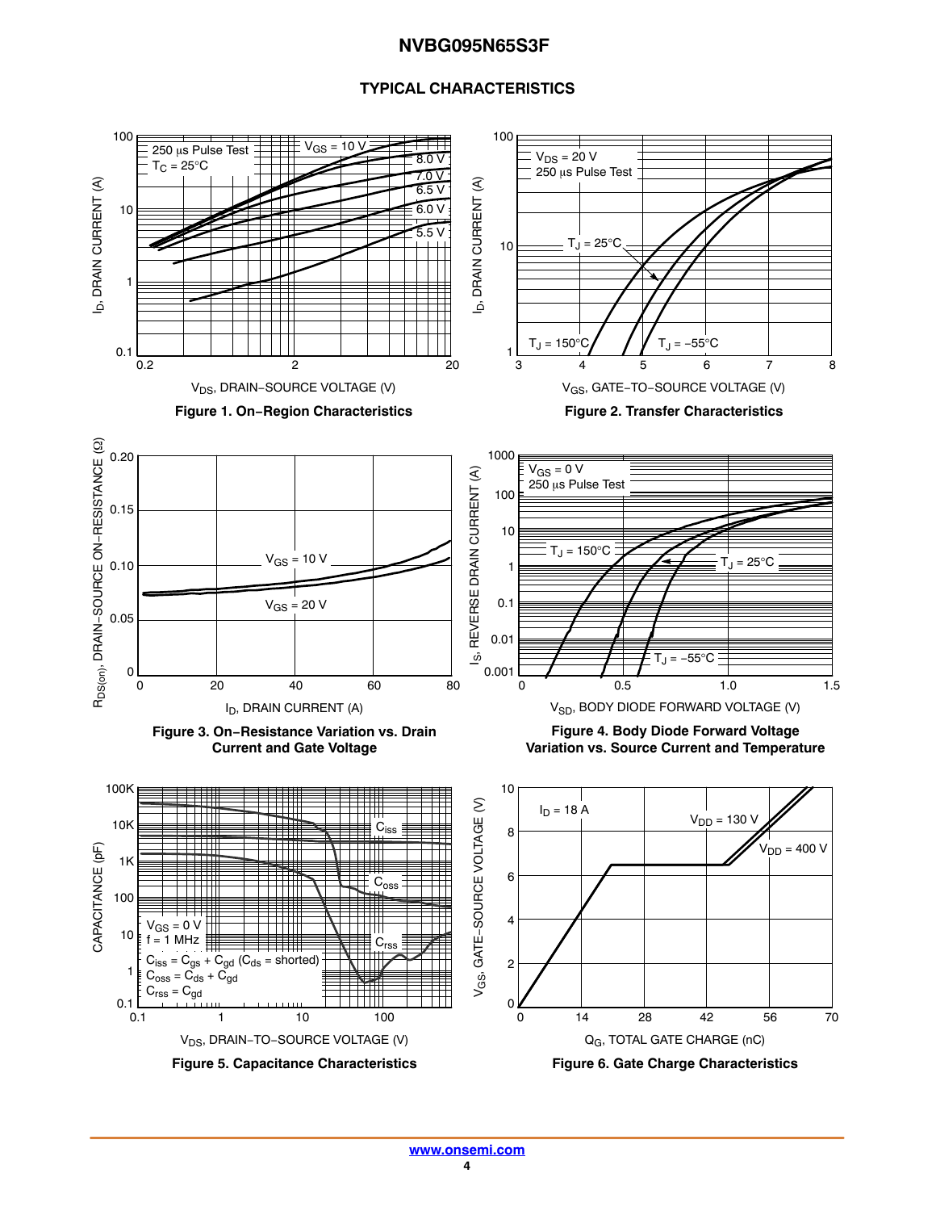## TYPICAL CHARACTERISTICS

**Figure 1. On−Region Characteristics**

**Figure 2. Transfer Characteristics**

**Figure 3. On−Resistance Variation vs. Drain Current and Gate Voltage**

**Figure 4. Body Diode Forward Voltage Variation vs. Source Current and Temperature**

**Figure 5. Capacitance Characteristics**

**Figure 6. Gate Charge Characteristics**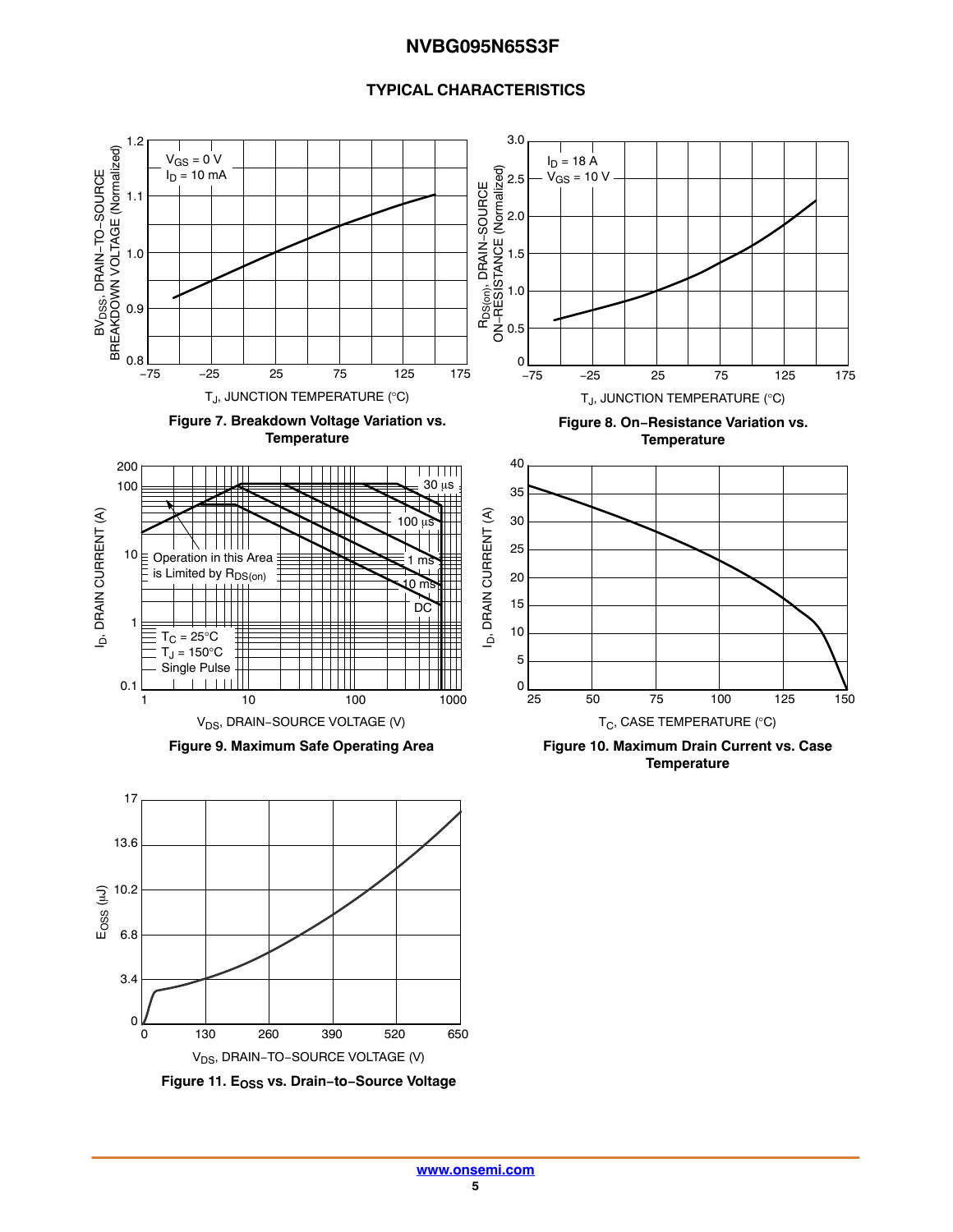## TYPICAL CHARACTERISTICS

Figure 7. Breakdown Voltage Variation vs. Temperature

Figure 8. On−Resistance Variation vs. Temperature

Figure 9. Maximum Safe Operating Area

Figure 10. Maximum Drain Current vs. Case Temperature

Figure 11. $E_{OSS}$ vs. Drain−to−Source Voltage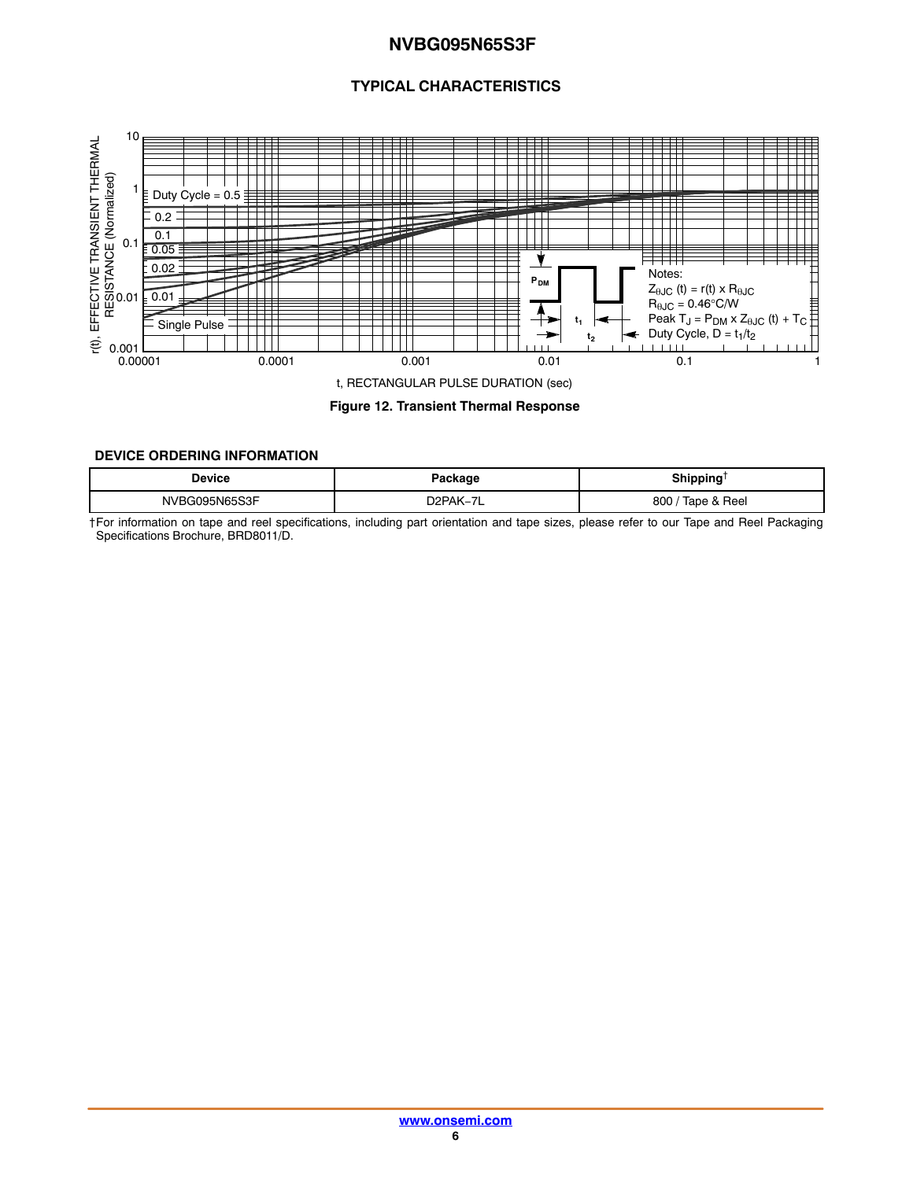## TYPICAL CHARACTERISTICS

r(t), EFFECTIVE TRANSIENT THERMAL RESISTANCE (Normalized)

Duty Cycle = 0.5, 0.2, 0.1, 0.05, 0.02, 0.01, Single Pulse

Notes:
$Z_{\theta JC}$ (t) = r(t) x $R_{\theta JC}$
$R_{\theta JC}$ = 0.46°C/W
Peak $T_J$ = $P_{DM}$ x $Z_{\theta JC}$ (t) + $T_C$
Duty Cycle, D = $t_1/t_2$

t, RECTANGULAR PULSE DURATION (sec)

**Figure 12. Transient Thermal Response**

### DEVICE ORDERING INFORMATION

| Device | Package | Shipping† |
|---|---|---|
| NVBG095N65S3F | D2PAK−7L | 800 / Tape & Reel |

†For information on tape and reel specifications, including part orientation and tape sizes, please refer to our Tape and Reel Packaging Specifications Brochure, BRD8011/D.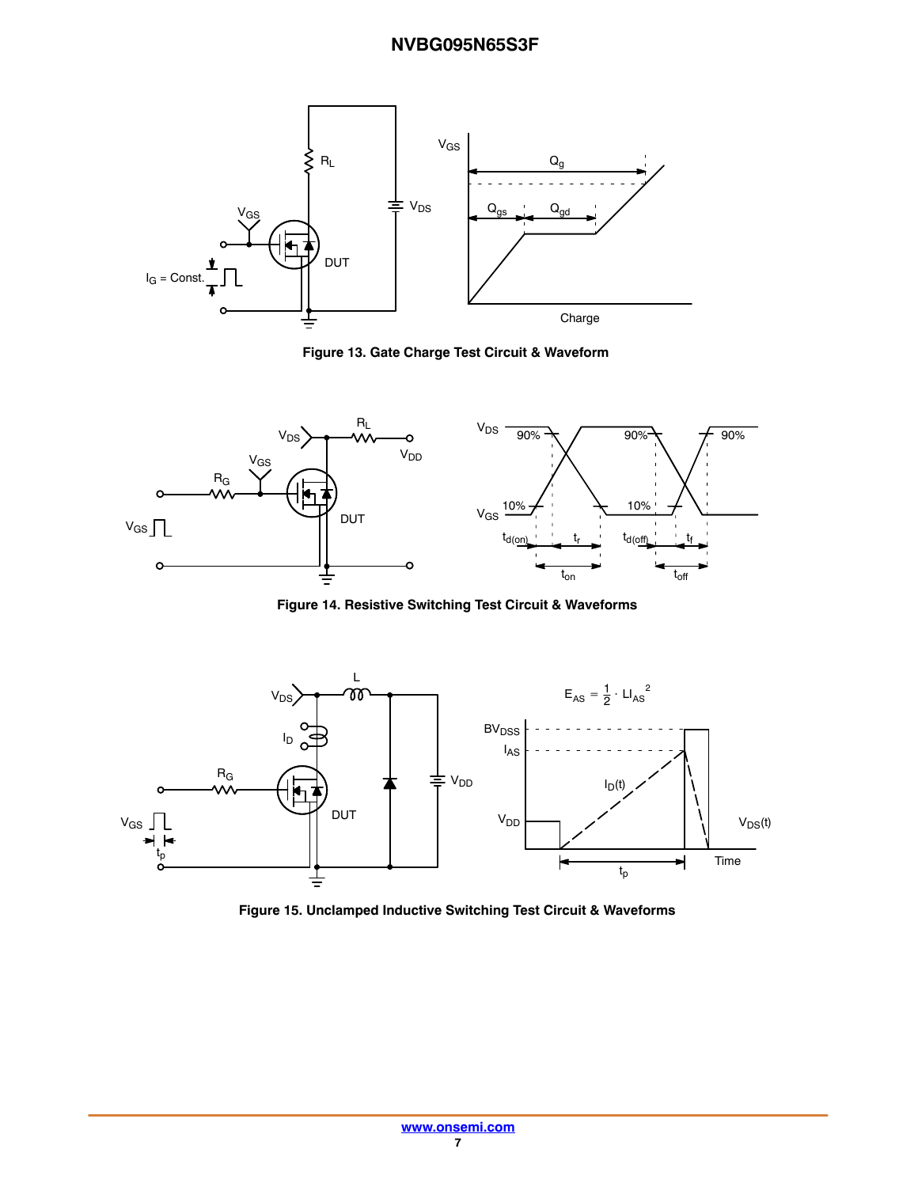Figure 13. Gate Charge Test Circuit & Waveform

Figure 14. Resistive Switching Test Circuit & Waveforms

$$E_{AS} = \frac{1}{2} \cdot LI_{AS}^{2}$$

Figure 15. Unclamped Inductive Switching Test Circuit & Waveforms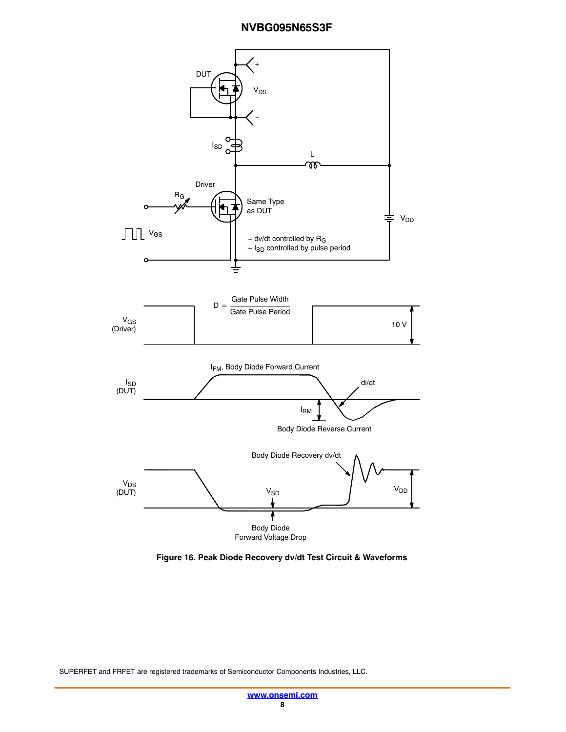DUT

$V_{DS}$

$I_{SD}$

L

Driver

$R_G$

Same Type as DUT

$V_{DD}$

$V_{GS}$

– dv/dt controlled by $R_G$
– $I_{SD}$ controlled by pulse period

$V_{GS}$ (Driver)

$$D = \frac{\text{Gate Pulse Width}}{\text{Gate Pulse Period}}$$

10 V

$I_{SD}$ (DUT)

$I_{FM}$, Body Diode Forward Current

di/dt

$I_{RM}$

Body Diode Reverse Current

$V_{DS}$ (DUT)

Body Diode Recovery dv/dt

$V_{SD}$

$V_{DD}$

Body Diode Forward Voltage Drop

**Figure 16. Peak Diode Recovery dv/dt Test Circuit & Waveforms**

SUPERFET and FRFET are registered trademarks of Semiconductor Components Industries, LLC.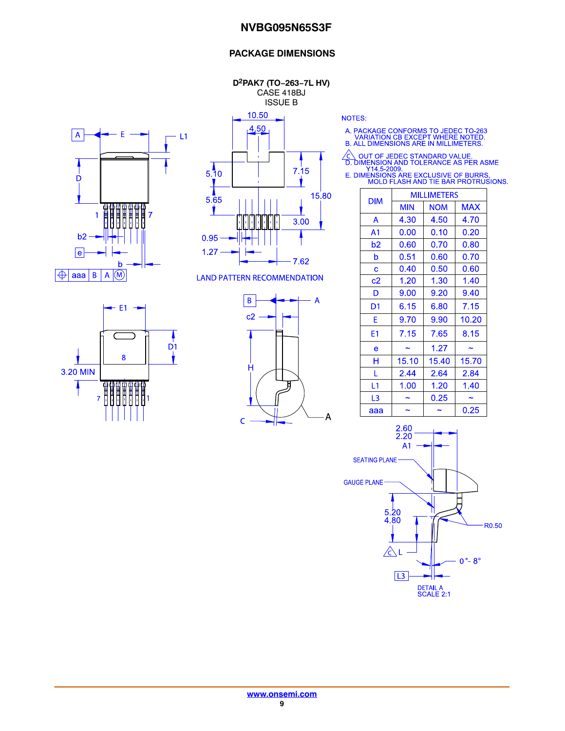## PACKAGE DIMENSIONS

**D²PAK7 (TO−263−7L HV)**
CASE 418BJ
ISSUE B

NOTES:

A. PACKAGE CONFORMS TO JEDEC TO-263 VARIATION CB EXCEPT WHERE NOTED.
B. ALL DIMENSIONS ARE IN MILLIMETERS.
C. OUT OF JEDEC STANDARD VALUE.
D. DIMENSION AND TOLERANCE AS PER ASME Y14.5-2009.
E. DIMENSIONS ARE EXCLUSIVE OF BURRS, MOLD FLASH AND TIE BAR PROTRUSIONS.

| DIM | MILLIMETERS | | |
|---|---|---|---|
| | MIN | NOM | MAX |
| A | 4.30 | 4.50 | 4.70 |
| A1 | 0.00 | 0.10 | 0.20 |
| b2 | 0.60 | 0.70 | 0.80 |
| b | 0.51 | 0.60 | 0.70 |
| c | 0.40 | 0.50 | 0.60 |
| c2 | 1.20 | 1.30 | 1.40 |
| D | 9.00 | 9.20 | 9.40 |
| D1 | 6.15 | 6.80 | 7.15 |
| E | 9.70 | 9.90 | 10.20 |
| E1 | 7.15 | 7.65 | 8.15 |
| e | ~ | 1.27 | ~ |
| H | 15.10 | 15.40 | 15.70 |
| L | 2.44 | 2.64 | 2.84 |
| L1 | 1.00 | 1.20 | 1.40 |
| L3 | ~ | 0.25 | ~ |
| aaa | ~ | ~ | 0.25 |

LAND PATTERN RECOMMENDATION

DETAIL A
SCALE 2:1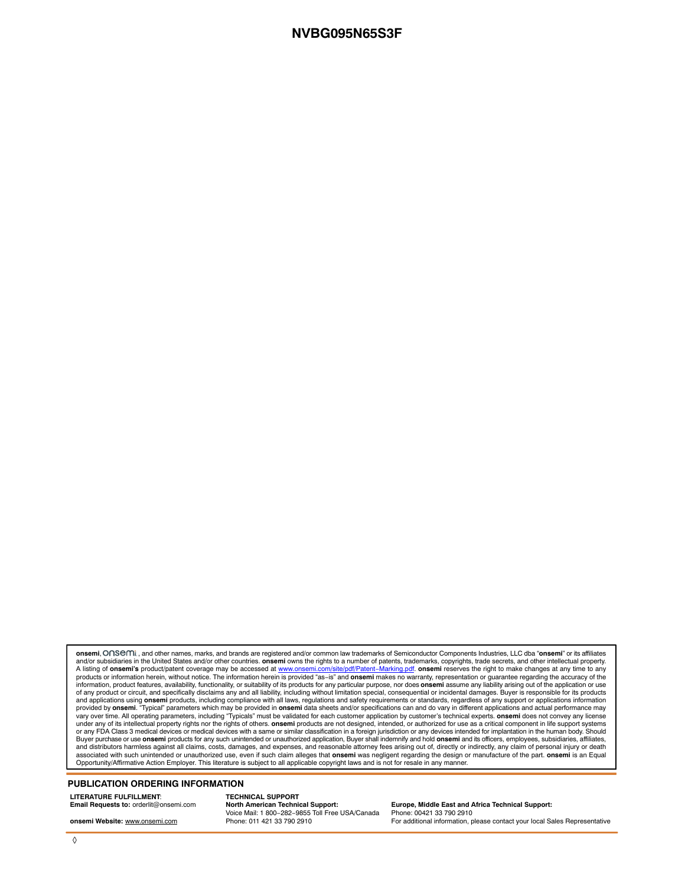**onsemi**, onsemi, and other names, marks, and brands are registered and/or common law trademarks of Semiconductor Components Industries, LLC dba "**onsemi**" or its affiliates and/or subsidiaries in the United States and/or other countries. **onsemi** owns the rights to a number of patents, trademarks, copyrights, trade secrets, and other intellectual property. A listing of **onsemi's** product/patent coverage may be accessed at www.onsemi.com/site/pdf/Patent−Marking.pdf. **onsemi** reserves the right to make changes at any time to any products or information herein, without notice. The information herein is provided "as−is" and **onsemi** makes no warranty, representation or guarantee regarding the accuracy of the information, product features, availability, functionality, or suitability of its products for any particular purpose, nor does **onsemi** assume any liability arising out of the application or use of any product or circuit, and specifically disclaims any and all liability, including without limitation special, consequential or incidental damages. Buyer is responsible for its products and applications using **onsemi** products, including compliance with all laws, regulations and safety requirements or standards, regardless of any support or applications information provided by **onsemi**. "Typical" parameters which may be provided in **onsemi** data sheets and/or specifications can and do vary in different applications and actual performance may vary over time. All operating parameters, including "Typicals" must be validated for each customer application by customer's technical experts. **onsemi** does not convey any license under any of its intellectual property rights nor the rights of others. **onsemi** products are not designed, intended, or authorized for use as a critical component in life support systems or any FDA Class 3 medical devices or medical devices with a same or similar classification in a foreign jurisdiction or any devices intended for implantation in the human body. Should Buyer purchase or use **onsemi** products for any such unintended or unauthorized application, Buyer shall indemnify and hold **onsemi** and its officers, employees, subsidiaries, affiliates, and distributors harmless against all claims, costs, damages, and expenses, and reasonable attorney fees arising out of, directly or indirectly, any claim of personal injury or death associated with such unintended or unauthorized use, even if such claim alleges that **onsemi** was negligent regarding the design or manufacture of the part. **onsemi** is an Equal Opportunity/Affirmative Action Employer. This literature is subject to all applicable copyright laws and is not for resale in any manner.

## PUBLICATION ORDERING INFORMATION

**LITERATURE FULFILLMENT**:
**Email Requests to:** orderlit@onsemi.com

**onsemi Website:** www.onsemi.com

**TECHNICAL SUPPORT**
**North American Technical Support:**
Voice Mail: 1 800−282−9855 Toll Free USA/Canada
Phone: 011 421 33 790 2910

**Europe, Middle East and Africa Technical Support:**
Phone: 00421 33 790 2910
For additional information, please contact your local Sales Representative

◊